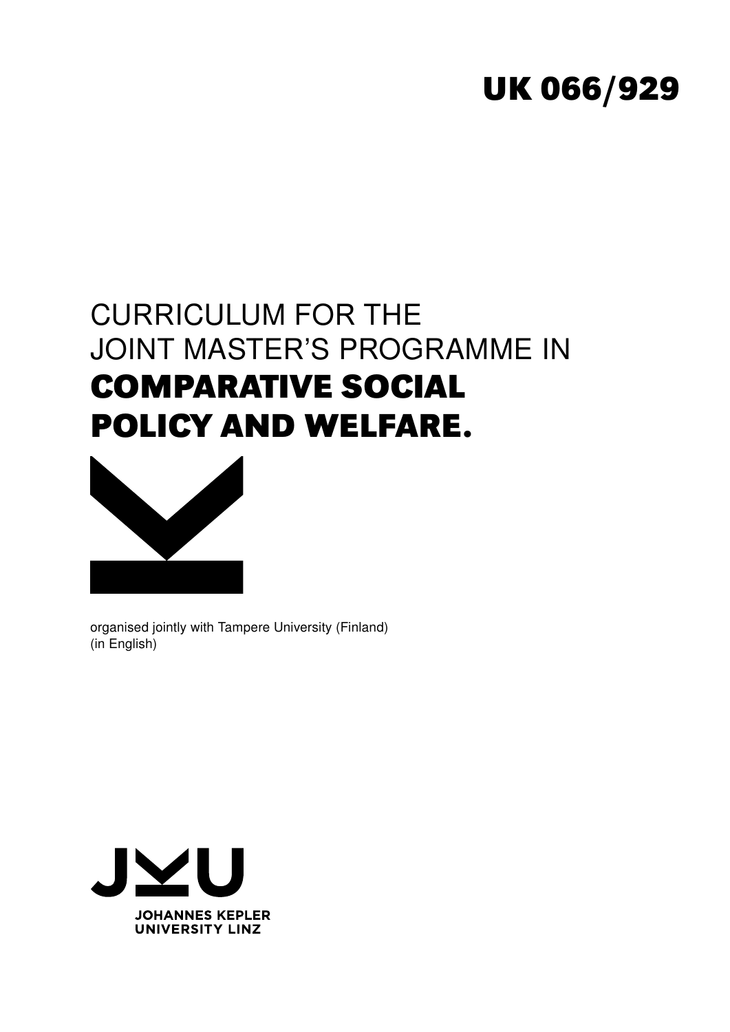**UK 066/929**

# CURRICULUM FOR THE JOINT MASTER'S PROGRAMME IN **COMPARATIVE SOCIAL POLICY AND WELFARE.**

organised jointly with Tampere University (Finland)
(in English)

JOHANNES KEPLER
UNIVERSITY LINZ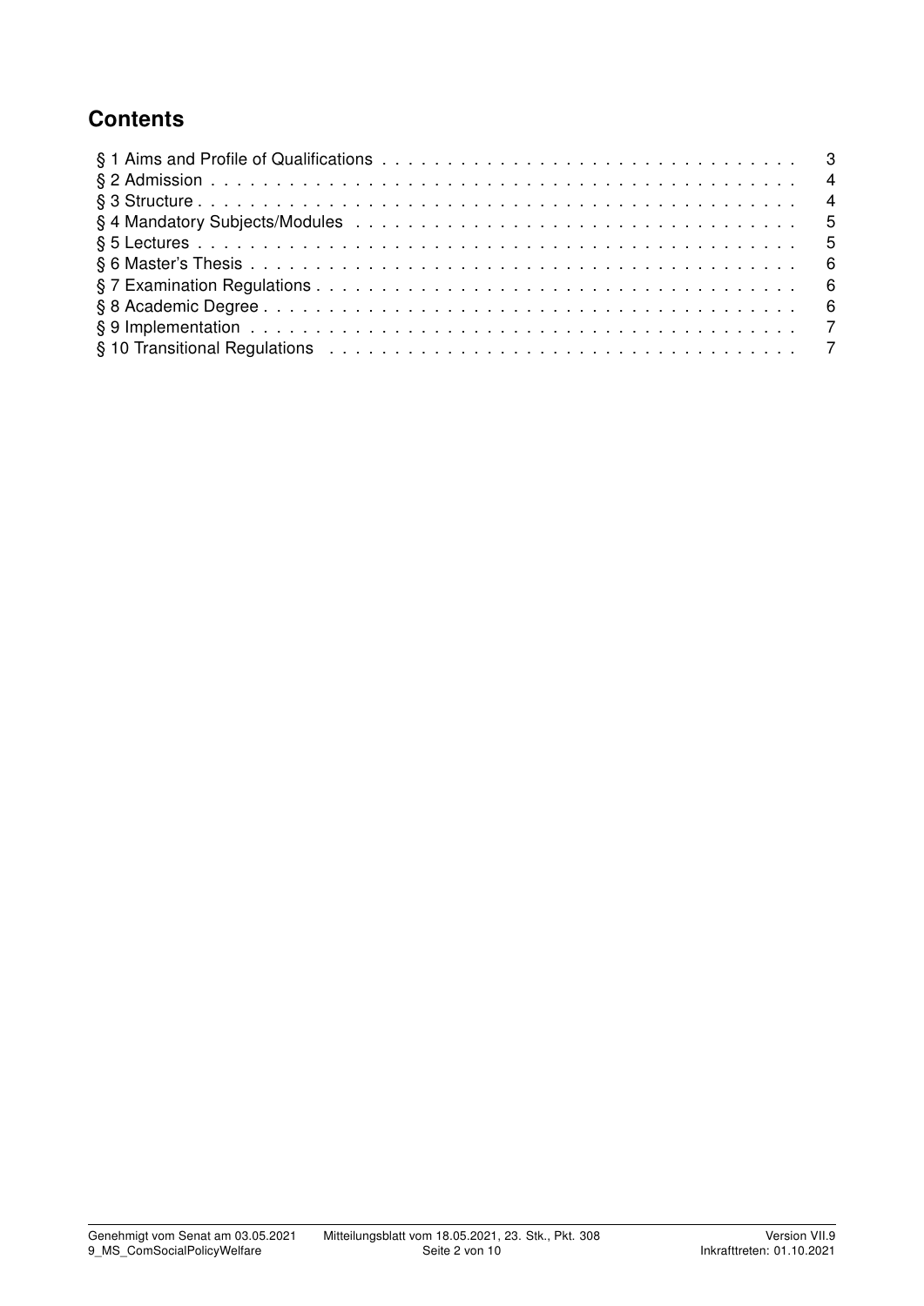## Contents

§ 1 Aims and Profile of Qualifications . . . . . . . . . . 3
§ 2 Admission . . . . . . . . . . 4
§ 3 Structure . . . . . . . . . . 4
§ 4 Mandatory Subjects/Modules . . . . . . . . . . 5
§ 5 Lectures . . . . . . . . . . 5
§ 6 Master's Thesis . . . . . . . . . . 6
§ 7 Examination Regulations . . . . . . . . . . 6
§ 8 Academic Degree . . . . . . . . . . 6
§ 9 Implementation . . . . . . . . . . 7
§ 10 Transitional Regulations . . . . . . . . . . 7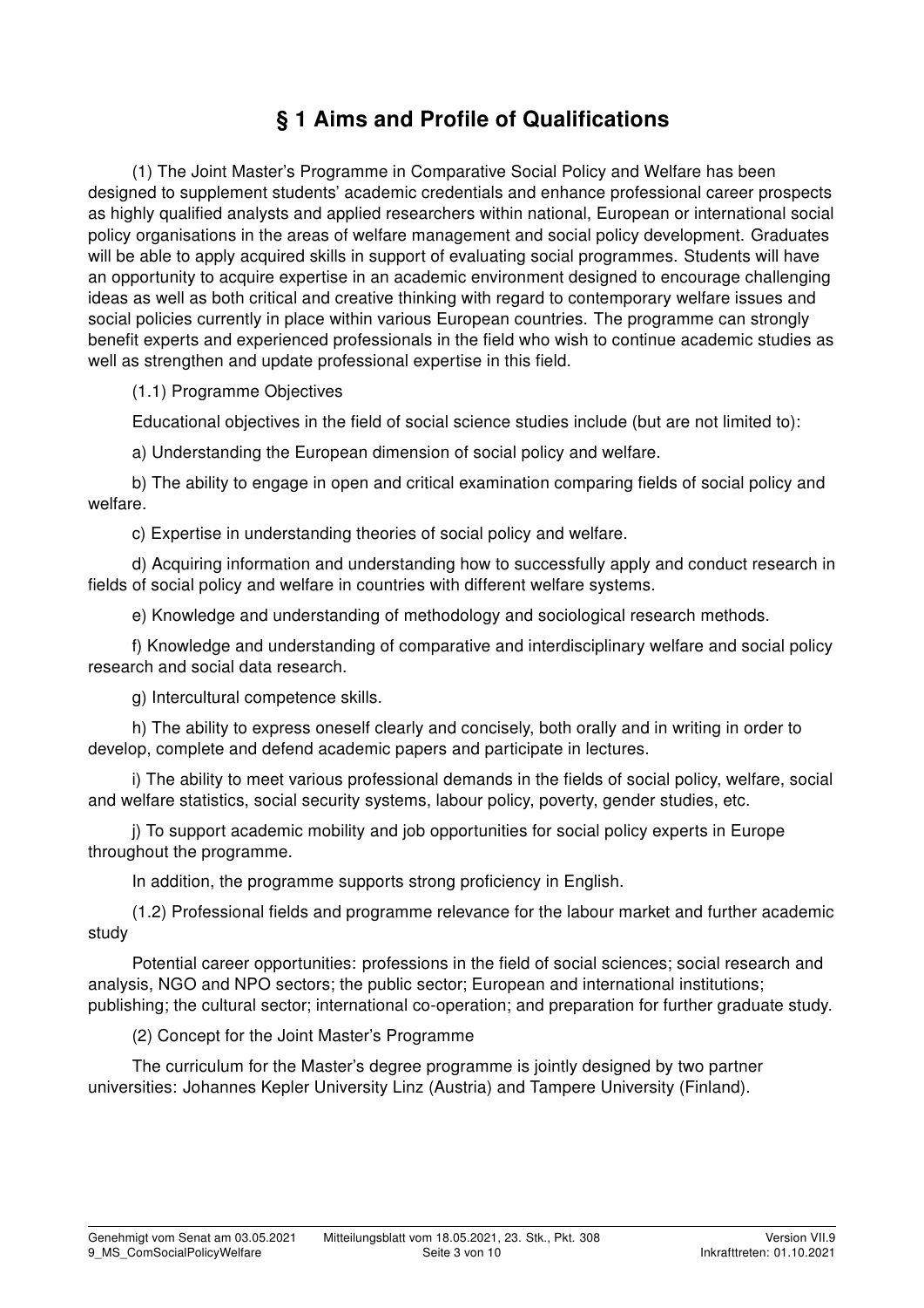# § 1 Aims and Profile of Qualifications

(1) The Joint Master's Programme in Comparative Social Policy and Welfare has been designed to supplement students' academic credentials and enhance professional career prospects as highly qualified analysts and applied researchers within national, European or international social policy organisations in the areas of welfare management and social policy development. Graduates will be able to apply acquired skills in support of evaluating social programmes. Students will have an opportunity to acquire expertise in an academic environment designed to encourage challenging ideas as well as both critical and creative thinking with regard to contemporary welfare issues and social policies currently in place within various European countries. The programme can strongly benefit experts and experienced professionals in the field who wish to continue academic studies as well as strengthen and update professional expertise in this field.

(1.1) Programme Objectives

Educational objectives in the field of social science studies include (but are not limited to):

a) Understanding the European dimension of social policy and welfare.

b) The ability to engage in open and critical examination comparing fields of social policy and welfare.

c) Expertise in understanding theories of social policy and welfare.

d) Acquiring information and understanding how to successfully apply and conduct research in fields of social policy and welfare in countries with different welfare systems.

e) Knowledge and understanding of methodology and sociological research methods.

f) Knowledge and understanding of comparative and interdisciplinary welfare and social policy research and social data research.

g) Intercultural competence skills.

h) The ability to express oneself clearly and concisely, both orally and in writing in order to develop, complete and defend academic papers and participate in lectures.

i) The ability to meet various professional demands in the fields of social policy, welfare, social and welfare statistics, social security systems, labour policy, poverty, gender studies, etc.

j) To support academic mobility and job opportunities for social policy experts in Europe throughout the programme.

In addition, the programme supports strong proficiency in English.

(1.2) Professional fields and programme relevance for the labour market and further academic study

Potential career opportunities: professions in the field of social sciences; social research and analysis, NGO and NPO sectors; the public sector; European and international institutions; publishing; the cultural sector; international co-operation; and preparation for further graduate study.

(2) Concept for the Joint Master's Programme

The curriculum for the Master's degree programme is jointly designed by two partner universities: Johannes Kepler University Linz (Austria) and Tampere University (Finland).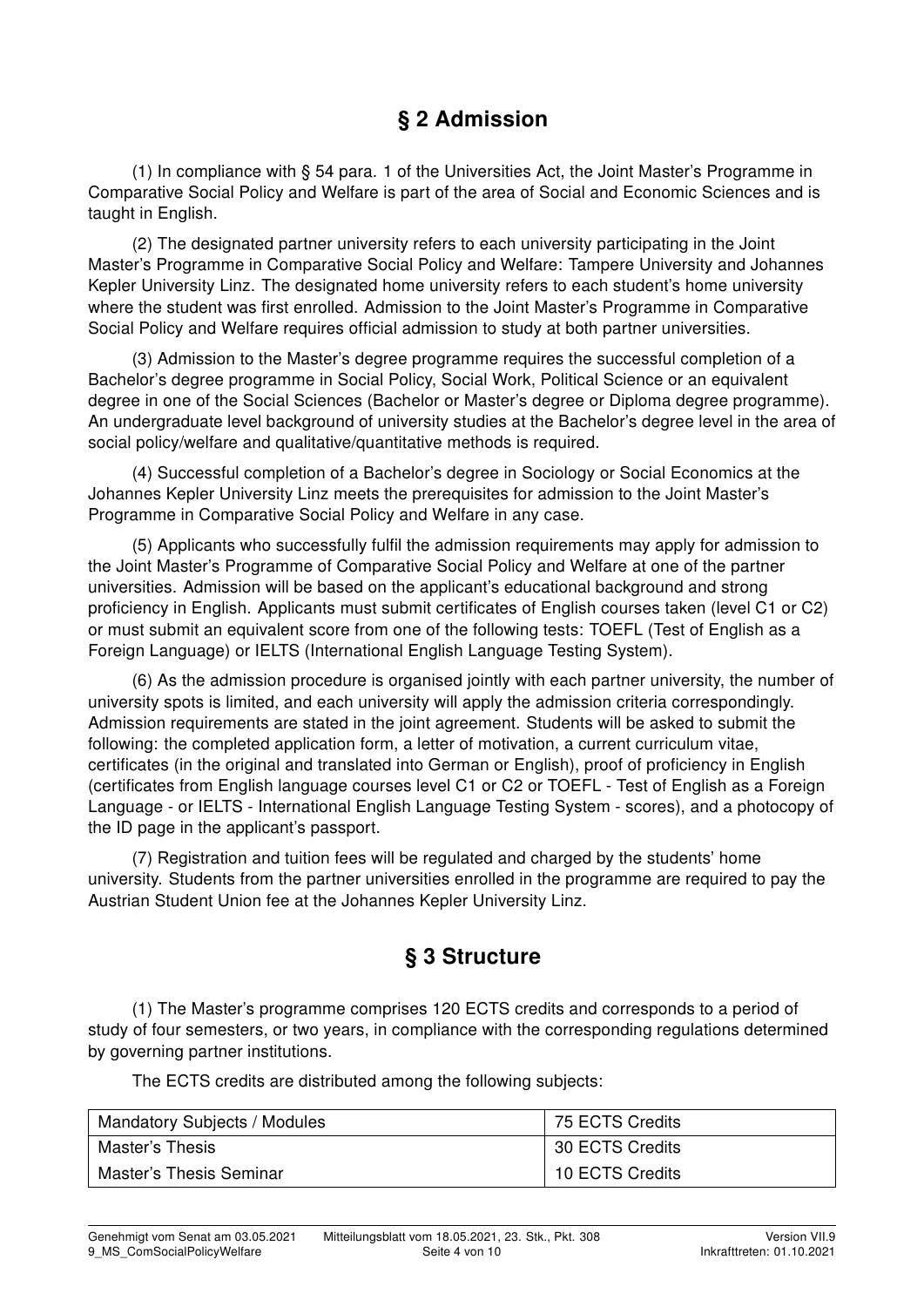## § 2 Admission

(1) In compliance with § 54 para. 1 of the Universities Act, the Joint Master's Programme in Comparative Social Policy and Welfare is part of the area of Social and Economic Sciences and is taught in English.

(2) The designated partner university refers to each university participating in the Joint Master's Programme in Comparative Social Policy and Welfare: Tampere University and Johannes Kepler University Linz. The designated home university refers to each student's home university where the student was first enrolled. Admission to the Joint Master's Programme in Comparative Social Policy and Welfare requires official admission to study at both partner universities.

(3) Admission to the Master's degree programme requires the successful completion of a Bachelor's degree programme in Social Policy, Social Work, Political Science or an equivalent degree in one of the Social Sciences (Bachelor or Master's degree or Diploma degree programme). An undergraduate level background of university studies at the Bachelor's degree level in the area of social policy/welfare and qualitative/quantitative methods is required.

(4) Successful completion of a Bachelor's degree in Sociology or Social Economics at the Johannes Kepler University Linz meets the prerequisites for admission to the Joint Master's Programme in Comparative Social Policy and Welfare in any case.

(5) Applicants who successfully fulfil the admission requirements may apply for admission to the Joint Master's Programme of Comparative Social Policy and Welfare at one of the partner universities. Admission will be based on the applicant's educational background and strong proficiency in English. Applicants must submit certificates of English courses taken (level C1 or C2) or must submit an equivalent score from one of the following tests: TOEFL (Test of English as a Foreign Language) or IELTS (International English Language Testing System).

(6) As the admission procedure is organised jointly with each partner university, the number of university spots is limited, and each university will apply the admission criteria correspondingly. Admission requirements are stated in the joint agreement. Students will be asked to submit the following: the completed application form, a letter of motivation, a current curriculum vitae, certificates (in the original and translated into German or English), proof of proficiency in English (certificates from English language courses level C1 or C2 or TOEFL - Test of English as a Foreign Language - or IELTS - International English Language Testing System - scores), and a photocopy of the ID page in the applicant's passport.

(7) Registration and tuition fees will be regulated and charged by the students' home university. Students from the partner universities enrolled in the programme are required to pay the Austrian Student Union fee at the Johannes Kepler University Linz.

## § 3 Structure

(1) The Master's programme comprises 120 ECTS credits and corresponds to a period of study of four semesters, or two years, in compliance with the corresponding regulations determined by governing partner institutions.

The ECTS credits are distributed among the following subjects:

| Mandatory Subjects / Modules | 75 ECTS Credits |
|---|---|
| Master's Thesis | 30 ECTS Credits |
| Master's Thesis Seminar | 10 ECTS Credits |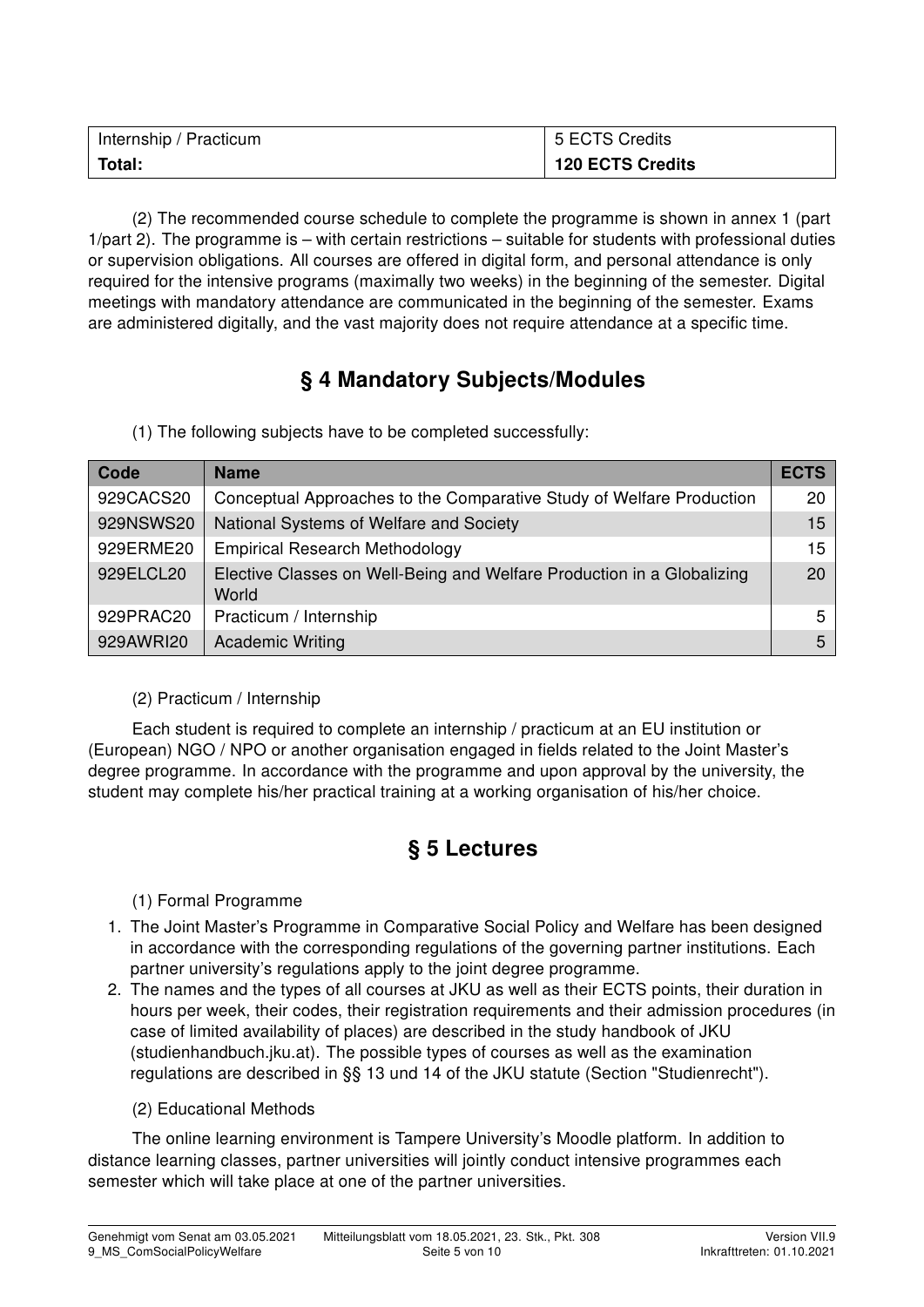| Internship / Practicum | 5 ECTS Credits |
|---|---|
| **Total:** | **120 ECTS Credits** |

(2) The recommended course schedule to complete the programme is shown in annex 1 (part 1/part 2). The programme is – with certain restrictions – suitable for students with professional duties or supervision obligations. All courses are offered in digital form, and personal attendance is only required for the intensive programs (maximally two weeks) in the beginning of the semester. Digital meetings with mandatory attendance are communicated in the beginning of the semester. Exams are administered digitally, and the vast majority does not require attendance at a specific time.

## § 4 Mandatory Subjects/Modules

(1) The following subjects have to be completed successfully:

| Code | Name | ECTS |
|---|---|---|
| 929CACS20 | Conceptual Approaches to the Comparative Study of Welfare Production | 20 |
| 929NSWS20 | National Systems of Welfare and Society | 15 |
| 929ERME20 | Empirical Research Methodology | 15 |
| 929ELCL20 | Elective Classes on Well-Being and Welfare Production in a Globalizing World | 20 |
| 929PRAC20 | Practicum / Internship | 5 |
| 929AWRI20 | Academic Writing | 5 |

(2) Practicum / Internship

Each student is required to complete an internship / practicum at an EU institution or (European) NGO / NPO or another organisation engaged in fields related to the Joint Master's degree programme. In accordance with the programme and upon approval by the university, the student may complete his/her practical training at a working organisation of his/her choice.

## § 5 Lectures

(1) Formal Programme

1. The Joint Master's Programme in Comparative Social Policy and Welfare has been designed in accordance with the corresponding regulations of the governing partner institutions. Each partner university's regulations apply to the joint degree programme.
2. The names and the types of all courses at JKU as well as their ECTS points, their duration in hours per week, their codes, their registration requirements and their admission procedures (in case of limited availability of places) are described in the study handbook of JKU (studienhandbuch.jku.at). The possible types of courses as well as the examination regulations are described in §§ 13 und 14 of the JKU statute (Section "Studienrecht").

(2) Educational Methods

The online learning environment is Tampere University's Moodle platform. In addition to distance learning classes, partner universities will jointly conduct intensive programmes each semester which will take place at one of the partner universities.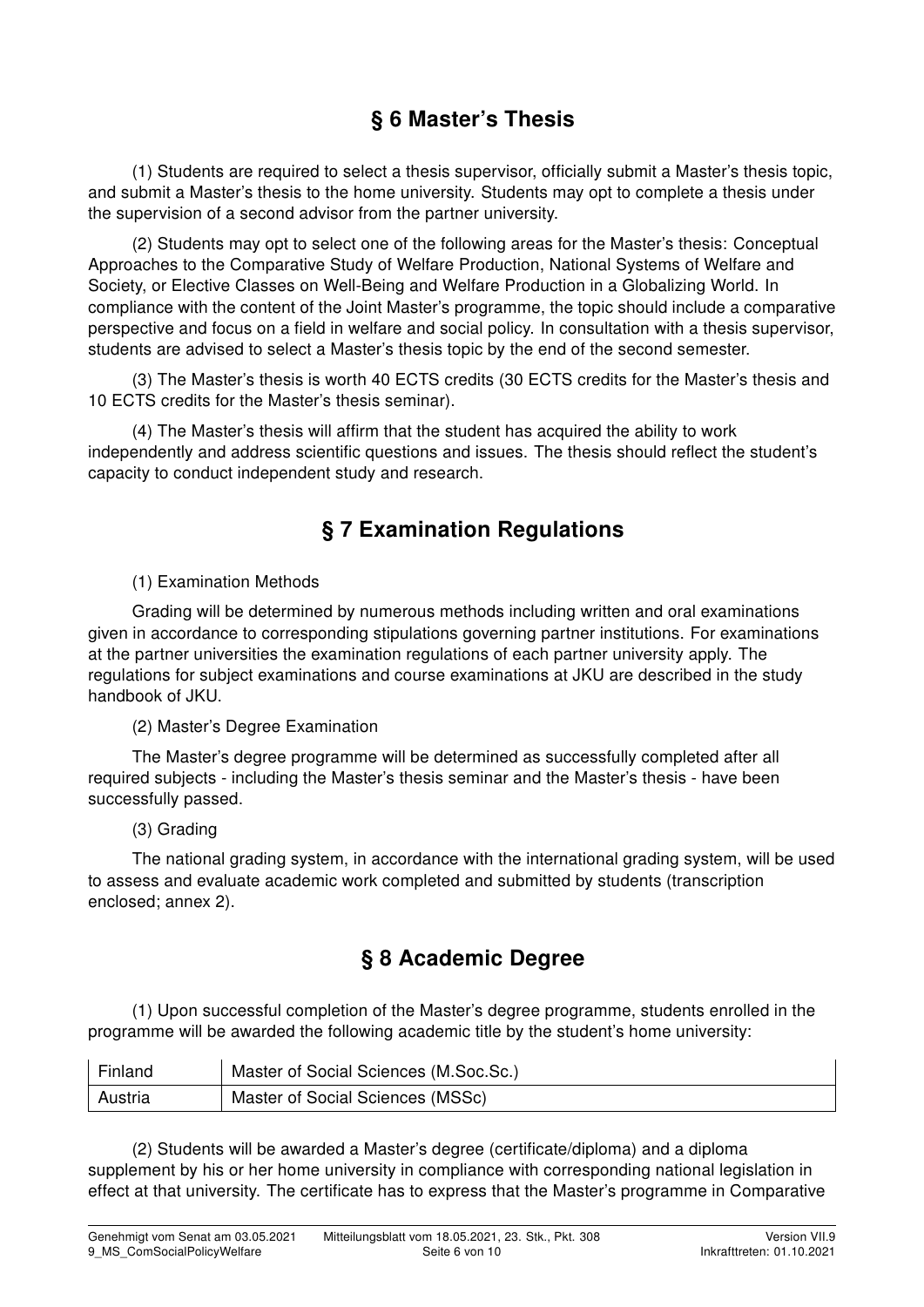## § 6 Master's Thesis

(1) Students are required to select a thesis supervisor, officially submit a Master's thesis topic, and submit a Master's thesis to the home university. Students may opt to complete a thesis under the supervision of a second advisor from the partner university.

(2) Students may opt to select one of the following areas for the Master's thesis: Conceptual Approaches to the Comparative Study of Welfare Production, National Systems of Welfare and Society, or Elective Classes on Well-Being and Welfare Production in a Globalizing World. In compliance with the content of the Joint Master's programme, the topic should include a comparative perspective and focus on a field in welfare and social policy. In consultation with a thesis supervisor, students are advised to select a Master's thesis topic by the end of the second semester.

(3) The Master's thesis is worth 40 ECTS credits (30 ECTS credits for the Master's thesis and 10 ECTS credits for the Master's thesis seminar).

(4) The Master's thesis will affirm that the student has acquired the ability to work independently and address scientific questions and issues. The thesis should reflect the student's capacity to conduct independent study and research.

## § 7 Examination Regulations

(1) Examination Methods

Grading will be determined by numerous methods including written and oral examinations given in accordance to corresponding stipulations governing partner institutions. For examinations at the partner universities the examination regulations of each partner university apply. The regulations for subject examinations and course examinations at JKU are described in the study handbook of JKU.

(2) Master's Degree Examination

The Master's degree programme will be determined as successfully completed after all required subjects - including the Master's thesis seminar and the Master's thesis - have been successfully passed.

(3) Grading

The national grading system, in accordance with the international grading system, will be used to assess and evaluate academic work completed and submitted by students (transcription enclosed; annex 2).

## § 8 Academic Degree

(1) Upon successful completion of the Master's degree programme, students enrolled in the programme will be awarded the following academic title by the student's home university:

| | |
|---|---|
| Finland | Master of Social Sciences (M.Soc.Sc.) |
| Austria | Master of Social Sciences (MSSc) |

(2) Students will be awarded a Master's degree (certificate/diploma) and a diploma supplement by his or her home university in compliance with corresponding national legislation in effect at that university. The certificate has to express that the Master's programme in Comparative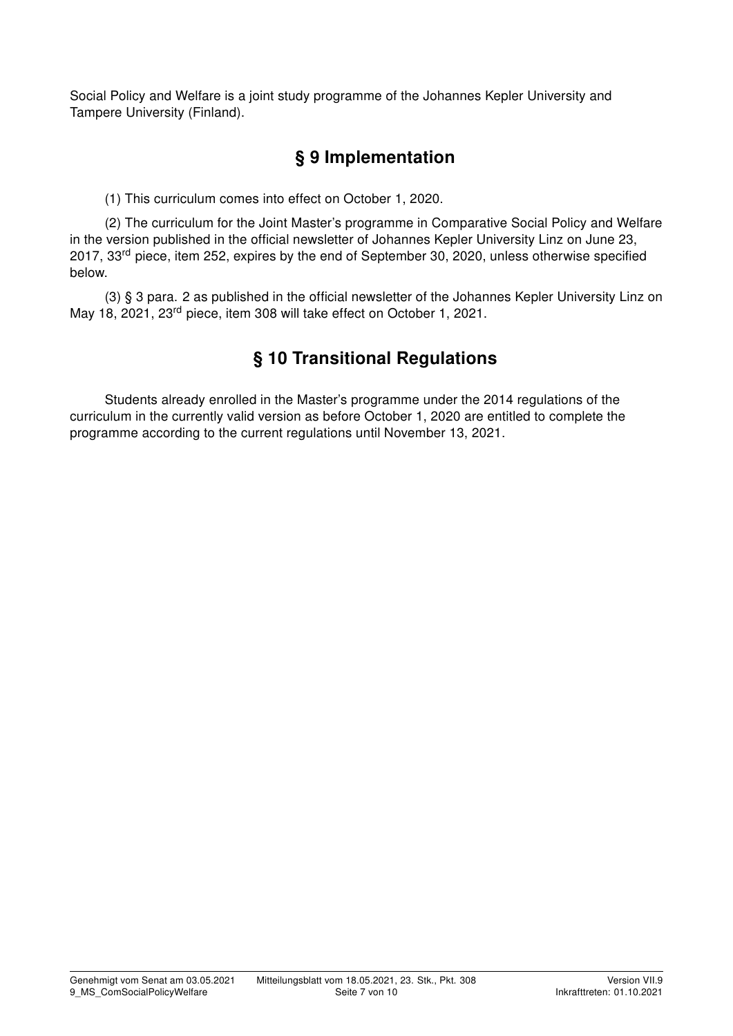Social Policy and Welfare is a joint study programme of the Johannes Kepler University and Tampere University (Finland).

## § 9 Implementation

(1) This curriculum comes into effect on October 1, 2020.

(2) The curriculum for the Joint Master's programme in Comparative Social Policy and Welfare in the version published in the official newsletter of Johannes Kepler University Linz on June 23, 2017, 33rd piece, item 252, expires by the end of September 30, 2020, unless otherwise specified below.

(3) § 3 para. 2 as published in the official newsletter of the Johannes Kepler University Linz on May 18, 2021, 23rd piece, item 308 will take effect on October 1, 2021.

## § 10 Transitional Regulations

Students already enrolled in the Master's programme under the 2014 regulations of the curriculum in the currently valid version as before October 1, 2020 are entitled to complete the programme according to the current regulations until November 13, 2021.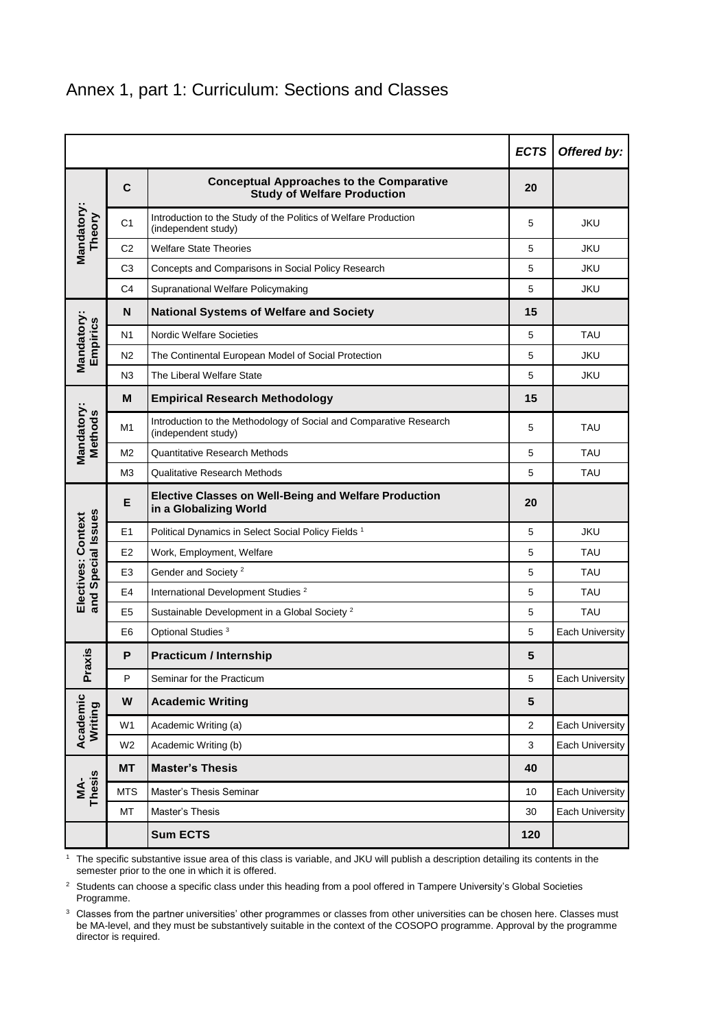# Annex 1, part 1: Curriculum: Sections and Classes

| | | | ECTS | Offered by: |
|---|---|---|---|---|
| Mandatory: Theory | **C** | **Conceptual Approaches to the Comparative Study of Welfare Production** | **20** | |
| | C1 | Introduction to the Study of the Politics of Welfare Production (independent study) | 5 | JKU |
| | C2 | Welfare State Theories | 5 | JKU |
| | C3 | Concepts and Comparisons in Social Policy Research | 5 | JKU |
| | C4 | Supranational Welfare Policymaking | 5 | JKU |
| Mandatory: Empirics | **N** | **National Systems of Welfare and Society** | **15** | |
| | N1 | Nordic Welfare Societies | 5 | TAU |
| | N2 | The Continental European Model of Social Protection | 5 | JKU |
| | N3 | The Liberal Welfare State | 5 | JKU |
| Mandatory: Methods | **M** | **Empirical Research Methodology** | **15** | |
| | M1 | Introduction to the Methodology of Social and Comparative Research (independent study) | 5 | TAU |
| | M2 | Quantitative Research Methods | 5 | TAU |
| | M3 | Qualitative Research Methods | 5 | TAU |
| Electives: Context and Special Issues | **E** | **Elective Classes on Well-Being and Welfare Production in a Globalizing World** | **20** | |
| | E1 | Political Dynamics in Select Social Policy Fields [1] | 5 | JKU |
| | E2 | Work, Employment, Welfare | 5 | TAU |
| | E3 | Gender and Society [2] | 5 | TAU |
| | E4 | International Development Studies [2] | 5 | TAU |
| | E5 | Sustainable Development in a Global Society [2] | 5 | TAU |
| | E6 | Optional Studies [3] | 5 | Each University |
| Praxis | **P** | **Practicum / Internship** | **5** | |
| | P | Seminar for the Practicum | 5 | Each University |
| Academic Writing | **W** | **Academic Writing** | **5** | |
| | W1 | Academic Writing (a) | 2 | Each University |
| | W2 | Academic Writing (b) | 3 | Each University |
| MA-Thesis | **MT** | **Master's Thesis** | **40** | |
| | MTS | Master's Thesis Seminar | 10 | Each University |
| | MT | Master's Thesis | 30 | Each University |
| | | **Sum ECTS** | **120** | |

[1] The specific substantive issue area of this class is variable, and JKU will publish a description detailing its contents in the semester prior to the one in which it is offered.

[2] Students can choose a specific class under this heading from a pool offered in Tampere University's Global Societies Programme.

[3] Classes from the partner universities' other programmes or classes from other universities can be chosen here. Classes must be MA-level, and they must be substantively suitable in the context of the COSOPO programme. Approval by the programme director is required.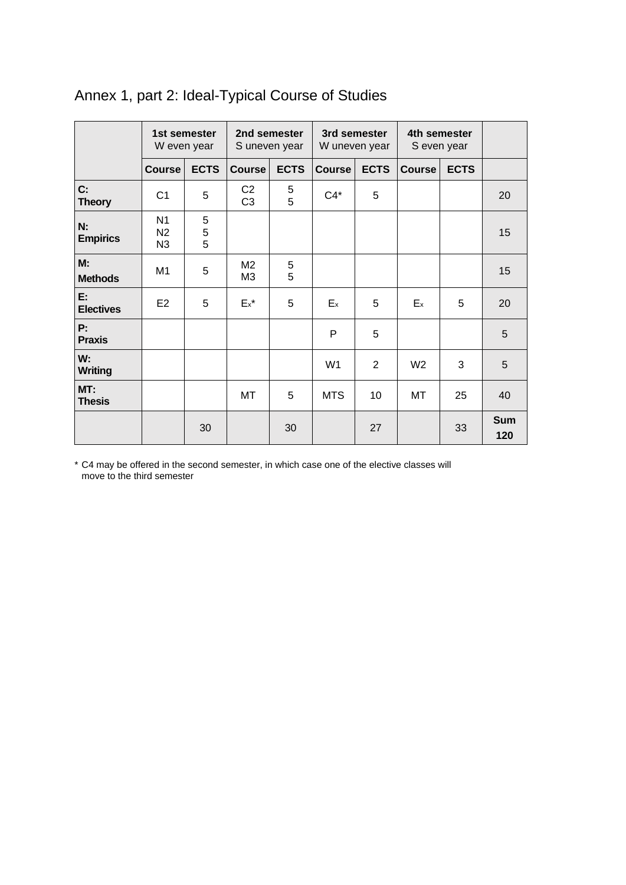# Annex 1, part 2: Ideal-Typical Course of Studies

| | 1st semester W even year | | 2nd semester S uneven year | | 3rd semester W uneven year | | 4th semester S even year | | |
|---|---|---|---|---|---|---|---|---|---|
| | Course | ECTS | Course | ECTS | Course | ECTS | Course | ECTS | |
| **C: Theory** | C1 | 5 | C2<br>C3 | 5<br>5 | C4* | 5 | | | 20 |
| **N: Empirics** | N1<br>N2<br>N3 | 5<br>5<br>5 | | | | | | | 15 |
| **M: Methods** | M1 | 5 | M2<br>M3 | 5<br>5 | | | | | 15 |
| **E: Electives** | E2 | 5 | $E_x$* | 5 | $E_x$ | 5 | $E_x$ | 5 | 20 |
| **P: Praxis** | | | | | P | 5 | | | 5 |
| **W: Writing** | | | | | W1 | 2 | W2 | 3 | 5 |
| **MT: Thesis** | | | MT | 5 | MTS | 10 | MT | 25 | 40 |
| | | 30 | | 30 | | 27 | | 33 | **Sum 120** |

\* C4 may be offered in the second semester, in which case one of the elective classes will move to the third semester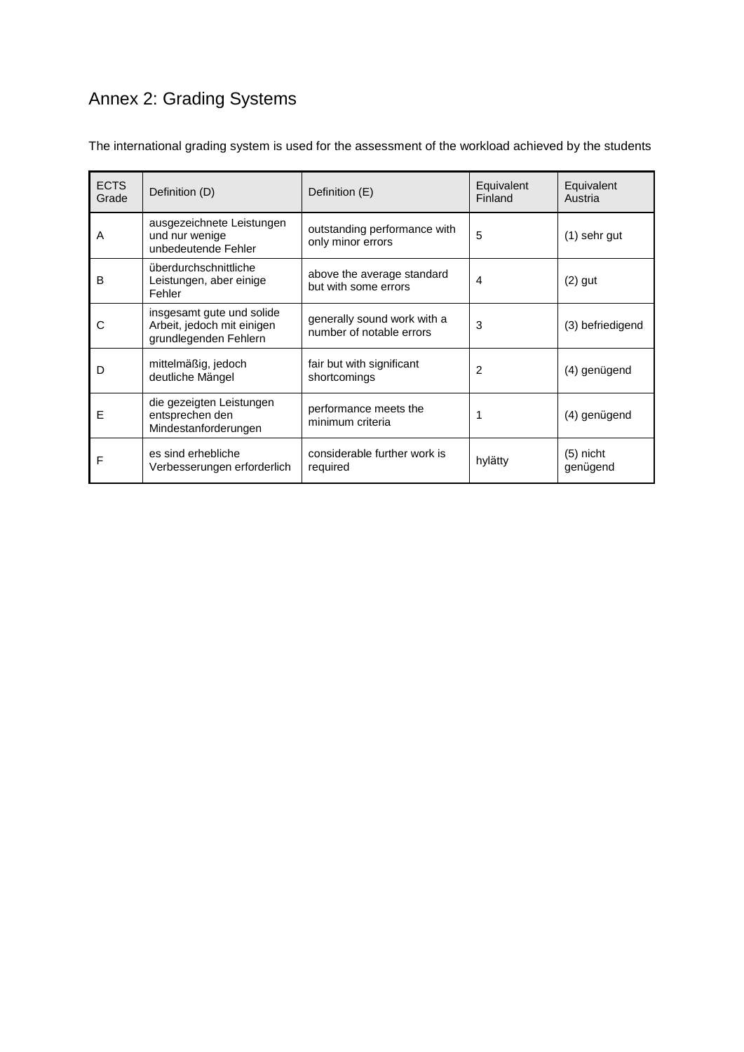# Annex 2: Grading Systems

The international grading system is used for the assessment of the workload achieved by the students

| ECTS Grade | Definition (D) | Definition (E) | Equivalent Finland | Equivalent Austria |
|---|---|---|---|---|
| A | ausgezeichnete Leistungen und nur wenige unbedeutende Fehler | outstanding performance with only minor errors | 5 | (1) sehr gut |
| B | überdurchschnittliche Leistungen, aber einige Fehler | above the average standard but with some errors | 4 | (2) gut |
| C | insgesamt gute und solide Arbeit, jedoch mit einigen grundlegenden Fehlern | generally sound work with a number of notable errors | 3 | (3) befriedigend |
| D | mittelmäßig, jedoch deutliche Mängel | fair but with significant shortcomings | 2 | (4) genügend |
| E | die gezeigten Leistungen entsprechen den Mindestanforderungen | performance meets the minimum criteria | 1 | (4) genügend |
| F | es sind erhebliche Verbesserungen erforderlich | considerable further work is required | hylätty | (5) nicht genügend |